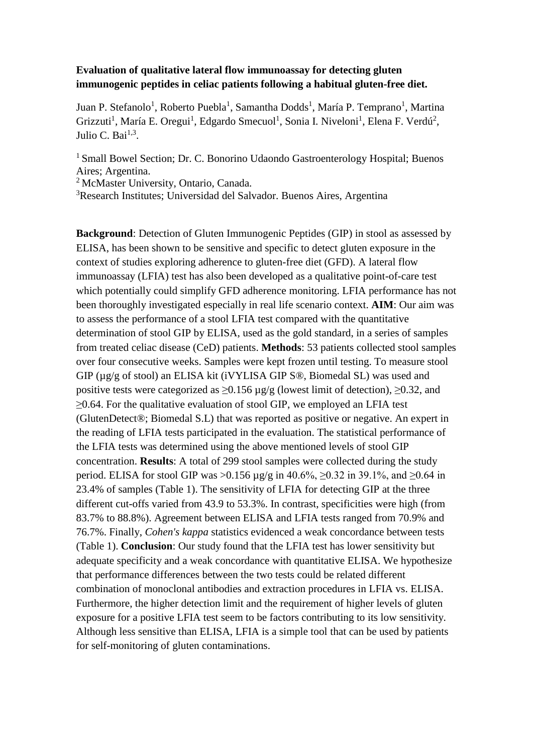**Evaluation of qualitative lateral flow immunoassay for detecting gluten immunogenic peptides in celiac patients following a habitual gluten-free diet.**

Juan P. Stefanolo[1], Roberto Puebla[1], Samantha Dodds[1], María P. Temprano[1], Martina Grizzuti[1], María E. Oregui[1], Edgardo Smecuol[1], Sonia I. Niveloni[1], Elena F. Verdú[2], Julio C. Bai[1,3].

[1] Small Bowel Section; Dr. C. Bonorino Udaondo Gastroenterology Hospital; Buenos Aires; Argentina.
[2] McMaster University, Ontario, Canada.
[3]Research Institutes; Universidad del Salvador. Buenos Aires, Argentina

**Background**: Detection of Gluten Immunogenic Peptides (GIP) in stool as assessed by ELISA, has been shown to be sensitive and specific to detect gluten exposure in the context of studies exploring adherence to gluten-free diet (GFD). A lateral flow immunoassay (LFIA) test has also been developed as a qualitative point-of-care test which potentially could simplify GFD adherence monitoring. LFIA performance has not been thoroughly investigated especially in real life scenario context. **AIM**: Our aim was to assess the performance of a stool LFIA test compared with the quantitative determination of stool GIP by ELISA, used as the gold standard, in a series of samples from treated celiac disease (CeD) patients. **Methods**: 53 patients collected stool samples over four consecutive weeks. Samples were kept frozen until testing. To measure stool GIP (µg/g of stool) an ELISA kit (iVYLISA GIP S®, Biomedal SL) was used and positive tests were categorized as ≥0.156 µg/g (lowest limit of detection), ≥0.32, and ≥0.64. For the qualitative evaluation of stool GIP, we employed an LFIA test (GlutenDetect®; Biomedal S.L) that was reported as positive or negative. An expert in the reading of LFIA tests participated in the evaluation. The statistical performance of the LFIA tests was determined using the above mentioned levels of stool GIP concentration. **Results**: A total of 299 stool samples were collected during the study period. ELISA for stool GIP was >0.156 µg/g in 40.6%, ≥0.32 in 39.1%, and ≥0.64 in 23.4% of samples (Table 1). The sensitivity of LFIA for detecting GIP at the three different cut-offs varied from 43.9 to 53.3%. In contrast, specificities were high (from 83.7% to 88.8%). Agreement between ELISA and LFIA tests ranged from 70.9% and 76.7%. Finally, *Cohen's kappa* statistics evidenced a weak concordance between tests (Table 1). **Conclusion**: Our study found that the LFIA test has lower sensitivity but adequate specificity and a weak concordance with quantitative ELISA. We hypothesize that performance differences between the two tests could be related different combination of monoclonal antibodies and extraction procedures in LFIA vs. ELISA. Furthermore, the higher detection limit and the requirement of higher levels of gluten exposure for a positive LFIA test seem to be factors contributing to its low sensitivity. Although less sensitive than ELISA, LFIA is a simple tool that can be used by patients for self-monitoring of gluten contaminations.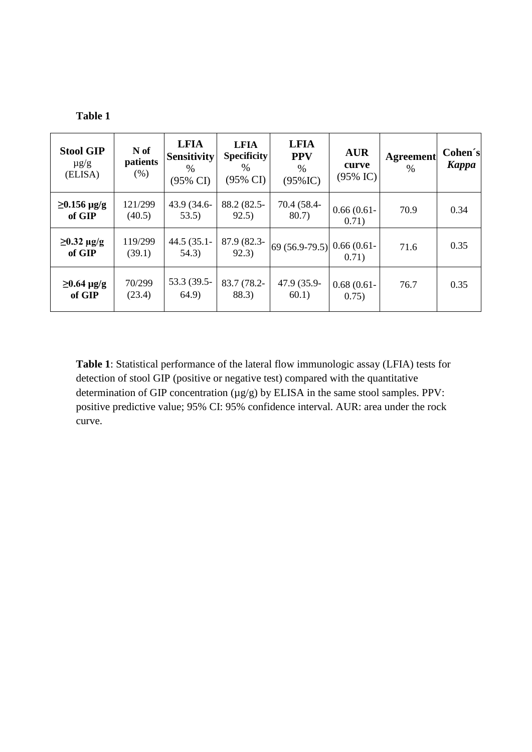**Table 1**

| **Stool GIP** μg/g (ELISA) | **N of patients** (%) | **LFIA Sensitivity** % (95% CI) | **LFIA Specificity** % (95% CI) | **LFIA PPV** % (95%IC) | **AUR curve** (95% IC) | **Agreement** % | **Cohen´s *Kappa*** |
|---|---|---|---|---|---|---|---|
| **≥0.156 μg/g of GIP** | 121/299 (40.5) | 43.9 (34.6-53.5) | 88.2 (82.5-92.5) | 70.4 (58.4-80.7) | 0.66 (0.61-0.71) | 70.9 | 0.34 |
| **≥0.32 μg/g of GIP** | 119/299 (39.1) | 44.5 (35.1-54.3) | 87.9 (82.3-92.3) | 69 (56.9-79.5) | 0.66 (0.61-0.71) | 71.6 | 0.35 |
| **≥0.64 μg/g of GIP** | 70/299 (23.4) | 53.3 (39.5-64.9) | 83.7 (78.2-88.3) | 47.9 (35.9-60.1) | 0.68 (0.61-0.75) | 76.7 | 0.35 |

**Table 1**: Statistical performance of the lateral flow immunologic assay (LFIA) tests for detection of stool GIP (positive or negative test) compared with the quantitative determination of GIP concentration (μg/g) by ELISA in the same stool samples. PPV: positive predictive value; 95% CI: 95% confidence interval. AUR: area under the rock curve.